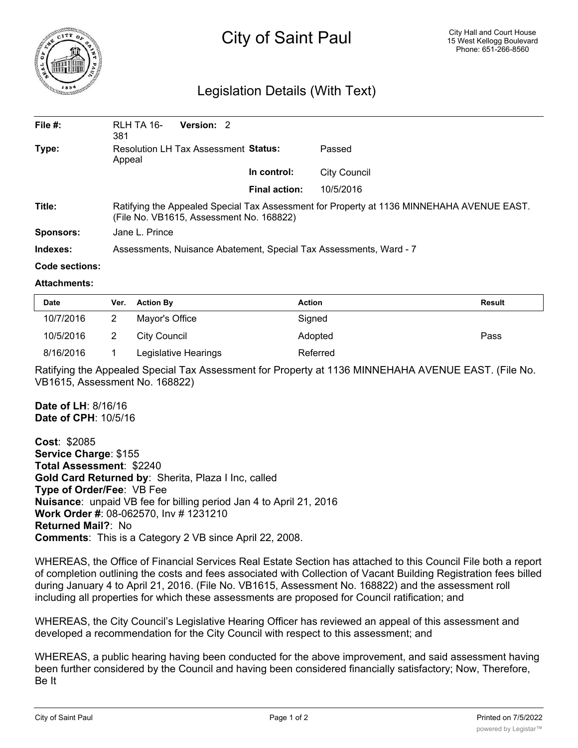# City of Saint Paul

City Hall and Court House
15 West Kellogg Boulevard
Phone: 651-266-8560

## Legislation Details (With Text)

| | | | |
|---|---|---|---|
| **File #:** | RLH TA 16-381 **Version:** 2 | | |
| **Type:** | Resolution LH Tax Assessment Appeal | **Status:** | Passed |
| | | **In control:** | City Council |
| | | **Final action:** | 10/5/2016 |
| **Title:** | Ratifying the Appealed Special Tax Assessment for Property at 1136 MINNEHAHA AVENUE EAST. (File No. VB1615, Assessment No. 168822) | | |
| **Sponsors:** | Jane L. Prince | | |
| **Indexes:** | Assessments, Nuisance Abatement, Special Tax Assessments, Ward - 7 | | |
| **Code sections:** | | | |
| **Attachments:** | | | |

| Date | Ver. | Action By | Action | Result |
|---|---|---|---|---|
| 10/7/2016 | 2 | Mayor's Office | Signed | |
| 10/5/2016 | 2 | City Council | Adopted | Pass |
| 8/16/2016 | 1 | Legislative Hearings | Referred | |

Ratifying the Appealed Special Tax Assessment for Property at 1136 MINNEHAHA AVENUE EAST. (File No. VB1615, Assessment No. 168822)

**Date of LH**: 8/16/16
**Date of CPH**: 10/5/16

**Cost**: $2085
**Service Charge**: $155
**Total Assessment**: $2240
**Gold Card Returned by**: Sherita, Plaza I Inc, called
**Type of Order/Fee**: VB Fee
**Nuisance**: unpaid VB fee for billing period Jan 4 to April 21, 2016
**Work Order #**: 08-062570, Inv # 1231210
**Returned Mail?**: No
**Comments**: This is a Category 2 VB since April 22, 2008.

WHEREAS, the Office of Financial Services Real Estate Section has attached to this Council File both a report of completion outlining the costs and fees associated with Collection of Vacant Building Registration fees billed during January 4 to April 21, 2016. (File No. VB1615, Assessment No. 168822) and the assessment roll including all properties for which these assessments are proposed for Council ratification; and

WHEREAS, the City Council's Legislative Hearing Officer has reviewed an appeal of this assessment and developed a recommendation for the City Council with respect to this assessment; and

WHEREAS, a public hearing having been conducted for the above improvement, and said assessment having been further considered by the Council and having been considered financially satisfactory; Now, Therefore, Be It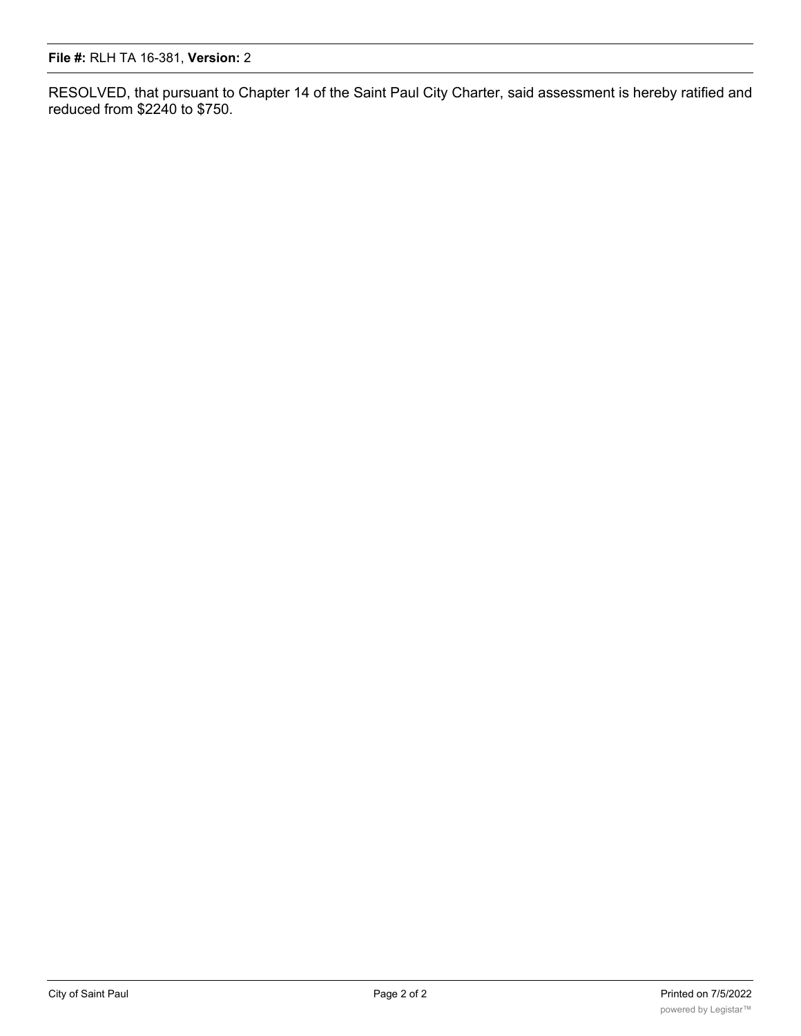RESOLVED, that pursuant to Chapter 14 of the Saint Paul City Charter, said assessment is hereby ratified and reduced from $2240 to $750.